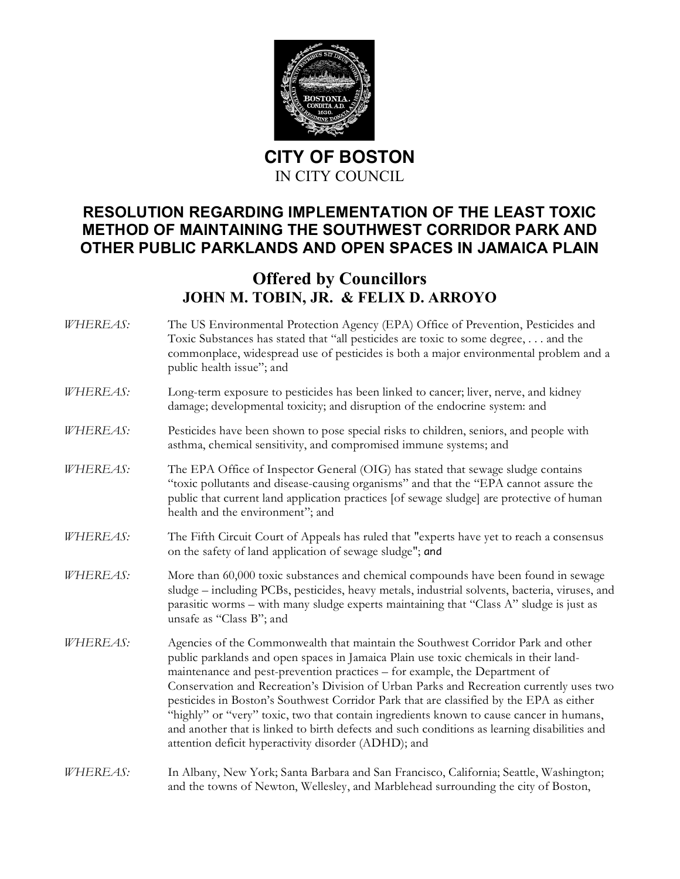# CITY OF BOSTON

IN CITY COUNCIL

## RESOLUTION REGARDING IMPLEMENTATION OF THE LEAST TOXIC METHOD OF MAINTAINING THE SOUTHWEST CORRIDOR PARK AND OTHER PUBLIC PARKLANDS AND OPEN SPACES IN JAMAICA PLAIN

## Offered by Councillors
### JOHN M. TOBIN, JR. & FELIX D. ARROYO

*WHEREAS:* The US Environmental Protection Agency (EPA) Office of Prevention, Pesticides and Toxic Substances has stated that "all pesticides are toxic to some degree, . . . and the commonplace, widespread use of pesticides is both a major environmental problem and a public health issue"; and

*WHEREAS:* Long-term exposure to pesticides has been linked to cancer; liver, nerve, and kidney damage; developmental toxicity; and disruption of the endocrine system: and

*WHEREAS:* Pesticides have been shown to pose special risks to children, seniors, and people with asthma, chemical sensitivity, and compromised immune systems; and

*WHEREAS:* The EPA Office of Inspector General (OIG) has stated that sewage sludge contains "toxic pollutants and disease-causing organisms" and that the "EPA cannot assure the public that current land application practices [of sewage sludge] are protective of human health and the environment"; and

*WHEREAS:* The Fifth Circuit Court of Appeals has ruled that "experts have yet to reach a consensus on the safety of land application of sewage sludge"; and

*WHEREAS:* More than 60,000 toxic substances and chemical compounds have been found in sewage sludge – including PCBs, pesticides, heavy metals, industrial solvents, bacteria, viruses, and parasitic worms – with many sludge experts maintaining that "Class A" sludge is just as unsafe as "Class B"; and

*WHEREAS:* Agencies of the Commonwealth that maintain the Southwest Corridor Park and other public parklands and open spaces in Jamaica Plain use toxic chemicals in their land-maintenance and pest-prevention practices – for example, the Department of Conservation and Recreation's Division of Urban Parks and Recreation currently uses two pesticides in Boston's Southwest Corridor Park that are classified by the EPA as either "highly" or "very" toxic, two that contain ingredients known to cause cancer in humans, and another that is linked to birth defects and such conditions as learning disabilities and attention deficit hyperactivity disorder (ADHD); and

*WHEREAS:* In Albany, New York; Santa Barbara and San Francisco, California; Seattle, Washington; and the towns of Newton, Wellesley, and Marblehead surrounding the city of Boston,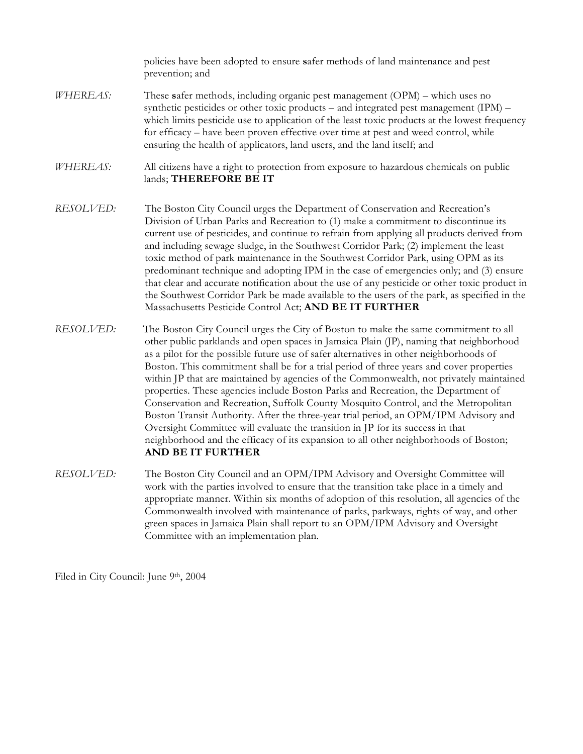policies have been adopted to ensure **s**afer methods of land maintenance and pest prevention; and

*WHEREAS:* These **s**afer methods, including organic pest management (OPM) – which uses no synthetic pesticides or other toxic products – and integrated pest management (IPM) – which limits pesticide use to application of the least toxic products at the lowest frequency for efficacy – have been proven effective over time at pest and weed control, while ensuring the health of applicators, land users, and the land itself; and

*WHEREAS:* All citizens have a right to protection from exposure to hazardous chemicals on public lands; **THEREFORE BE IT**

*RESOLVED:* The Boston City Council urges the Department of Conservation and Recreation's Division of Urban Parks and Recreation to (1) make a commitment to discontinue its current use of pesticides, and continue to refrain from applying all products derived from and including sewage sludge, in the Southwest Corridor Park; (2) implement the least toxic method of park maintenance in the Southwest Corridor Park, using OPM as its predominant technique and adopting IPM in the case of emergencies only; and (3) ensure that clear and accurate notification about the use of any pesticide or other toxic product in the Southwest Corridor Park be made available to the users of the park, as specified in the Massachusetts Pesticide Control Act; **AND BE IT FURTHER**

*RESOLVED:* The Boston City Council urges the City of Boston to make the same commitment to all other public parklands and open spaces in Jamaica Plain (JP), naming that neighborhood as a pilot for the possible future use of safer alternatives in other neighborhoods of Boston. This commitment shall be for a trial period of three years and cover properties within JP that are maintained by agencies of the Commonwealth, not privately maintained properties. These agencies include Boston Parks and Recreation, the Department of Conservation and Recreation, Suffolk County Mosquito Control, and the Metropolitan Boston Transit Authority. After the three-year trial period, an OPM/IPM Advisory and Oversight Committee will evaluate the transition in JP for its success in that neighborhood and the efficacy of its expansion to all other neighborhoods of Boston; **AND BE IT FURTHER**

*RESOLVED:* The Boston City Council and an OPM/IPM Advisory and Oversight Committee will work with the parties involved to ensure that the transition take place in a timely and appropriate manner. Within six months of adoption of this resolution, all agencies of the Commonwealth involved with maintenance of parks, parkways, rights of way, and other green spaces in Jamaica Plain shall report to an OPM/IPM Advisory and Oversight Committee with an implementation plan.

Filed in City Council: June 9th, 2004